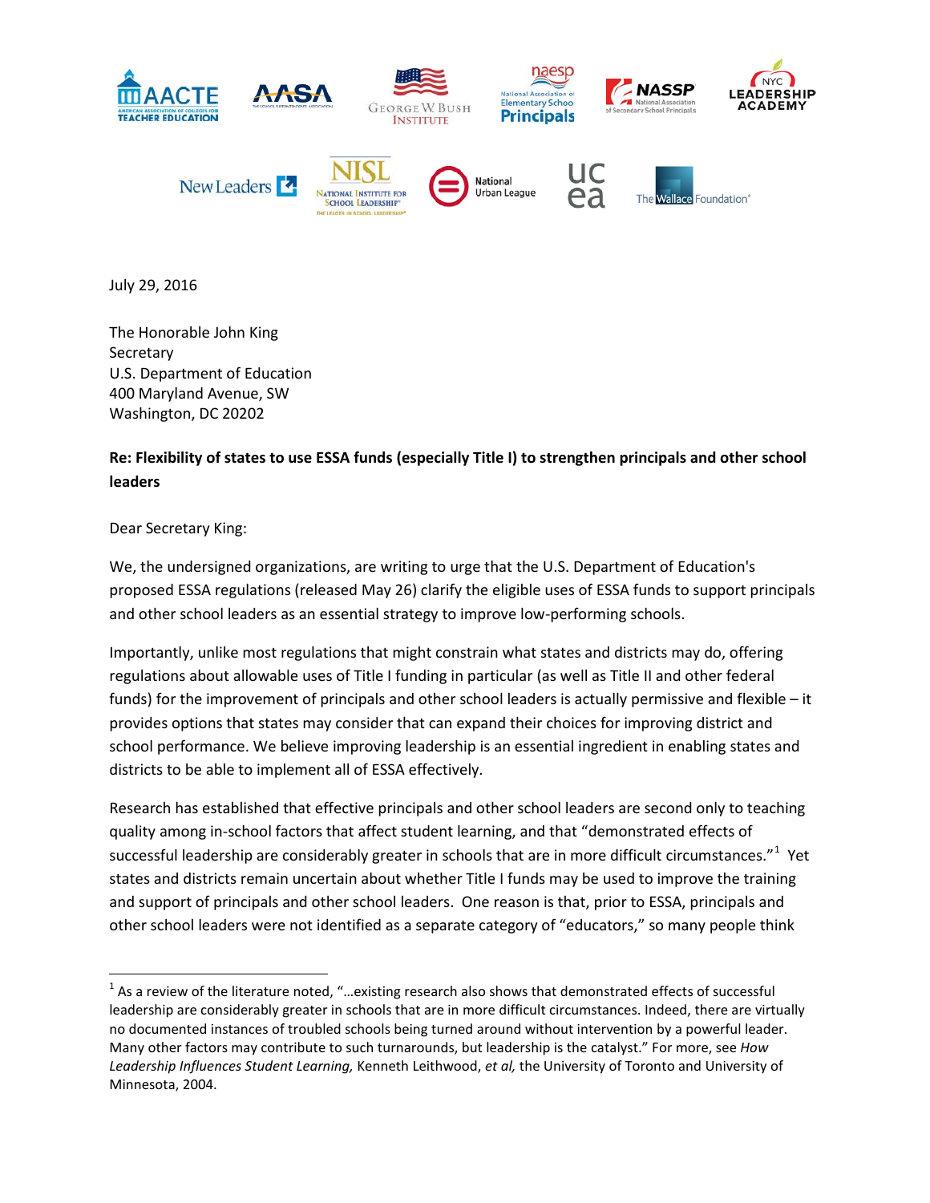July 29, 2016

The Honorable John King
Secretary
U.S. Department of Education
400 Maryland Avenue, SW
Washington, DC 20202

**Re: Flexibility of states to use ESSA funds (especially Title I) to strengthen principals and other school leaders**

Dear Secretary King:

We, the undersigned organizations, are writing to urge that the U.S. Department of Education's proposed ESSA regulations (released May 26) clarify the eligible uses of ESSA funds to support principals and other school leaders as an essential strategy to improve low-performing schools.

Importantly, unlike most regulations that might constrain what states and districts may do, offering regulations about allowable uses of Title I funding in particular (as well as Title II and other federal funds) for the improvement of principals and other school leaders is actually permissive and flexible – it provides options that states may consider that can expand their choices for improving district and school performance. We believe improving leadership is an essential ingredient in enabling states and districts to be able to implement all of ESSA effectively.

Research has established that effective principals and other school leaders are second only to teaching quality among in-school factors that affect student learning, and that "demonstrated effects of successful leadership are considerably greater in schools that are in more difficult circumstances."[1] Yet states and districts remain uncertain about whether Title I funds may be used to improve the training and support of principals and other school leaders. One reason is that, prior to ESSA, principals and other school leaders were not identified as a separate category of "educators," so many people think

[1] As a review of the literature noted, "…existing research also shows that demonstrated effects of successful leadership are considerably greater in schools that are in more difficult circumstances. Indeed, there are virtually no documented instances of troubled schools being turned around without intervention by a powerful leader. Many other factors may contribute to such turnarounds, but leadership is the catalyst." For more, see *How Leadership Influences Student Learning,* Kenneth Leithwood, *et al,* the University of Toronto and University of Minnesota, 2004.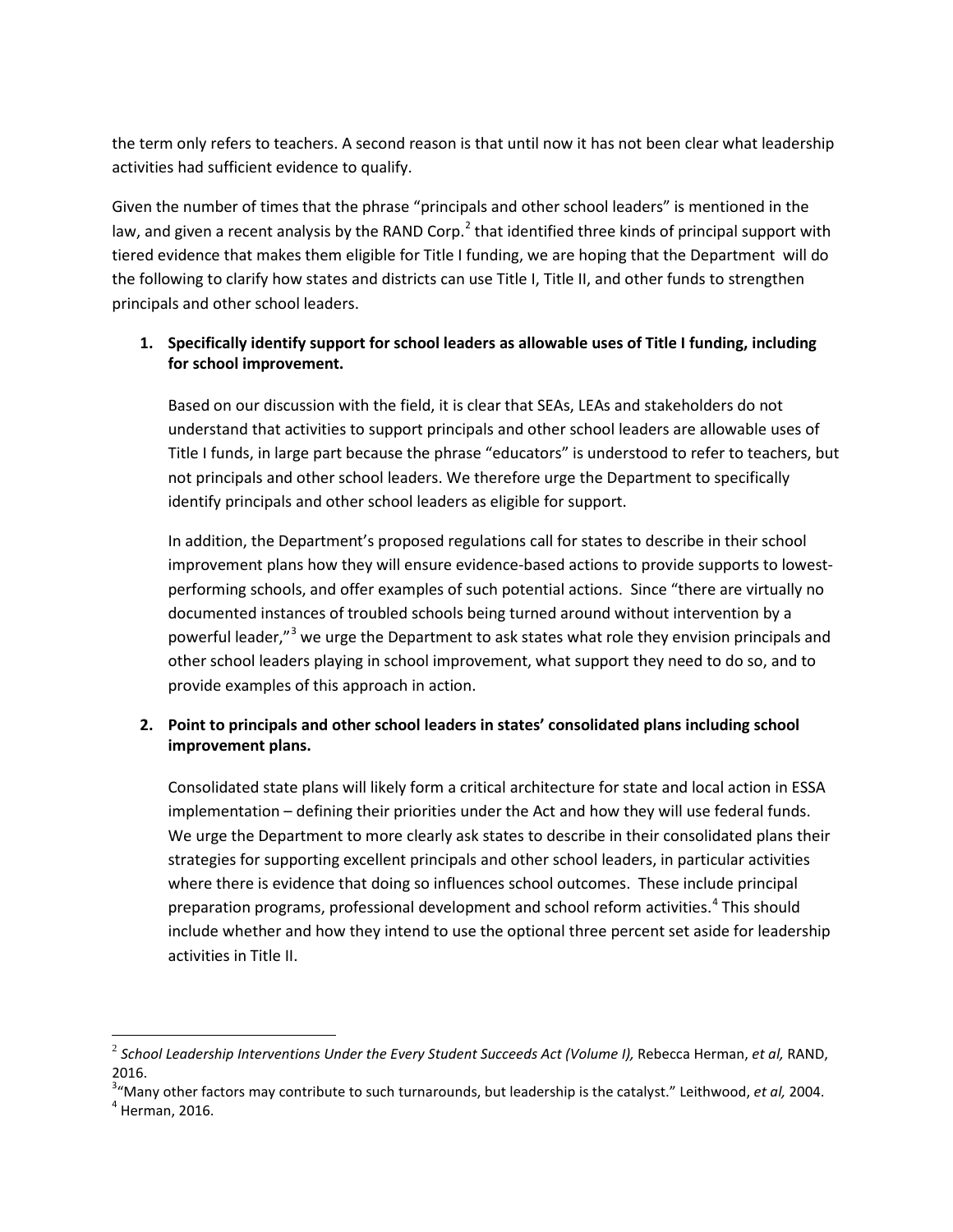the term only refers to teachers. A second reason is that until now it has not been clear what leadership activities had sufficient evidence to qualify.

Given the number of times that the phrase "principals and other school leaders" is mentioned in the law, and given a recent analysis by the RAND Corp.[2] that identified three kinds of principal support with tiered evidence that makes them eligible for Title I funding, we are hoping that the Department will do the following to clarify how states and districts can use Title I, Title II, and other funds to strengthen principals and other school leaders.

1. **Specifically identify support for school leaders as allowable uses of Title I funding, including for school improvement.**

   Based on our discussion with the field, it is clear that SEAs, LEAs and stakeholders do not understand that activities to support principals and other school leaders are allowable uses of Title I funds, in large part because the phrase "educators" is understood to refer to teachers, but not principals and other school leaders. We therefore urge the Department to specifically identify principals and other school leaders as eligible for support.

   In addition, the Department's proposed regulations call for states to describe in their school improvement plans how they will ensure evidence-based actions to provide supports to lowest-performing schools, and offer examples of such potential actions. Since "there are virtually no documented instances of troubled schools being turned around without intervention by a powerful leader,"[3] we urge the Department to ask states what role they envision principals and other school leaders playing in school improvement, what support they need to do so, and to provide examples of this approach in action.

2. **Point to principals and other school leaders in states' consolidated plans including school improvement plans.**

   Consolidated state plans will likely form a critical architecture for state and local action in ESSA implementation – defining their priorities under the Act and how they will use federal funds. We urge the Department to more clearly ask states to describe in their consolidated plans their strategies for supporting excellent principals and other school leaders, in particular activities where there is evidence that doing so influences school outcomes. These include principal preparation programs, professional development and school reform activities.[4] This should include whether and how they intend to use the optional three percent set aside for leadership activities in Title II.

---

[2] *School Leadership Interventions Under the Every Student Succeeds Act (Volume I),* Rebecca Herman, *et al,* RAND, 2016.

[3] "Many other factors may contribute to such turnarounds, but leadership is the catalyst." Leithwood, *et al,* 2004.

[4] Herman, 2016.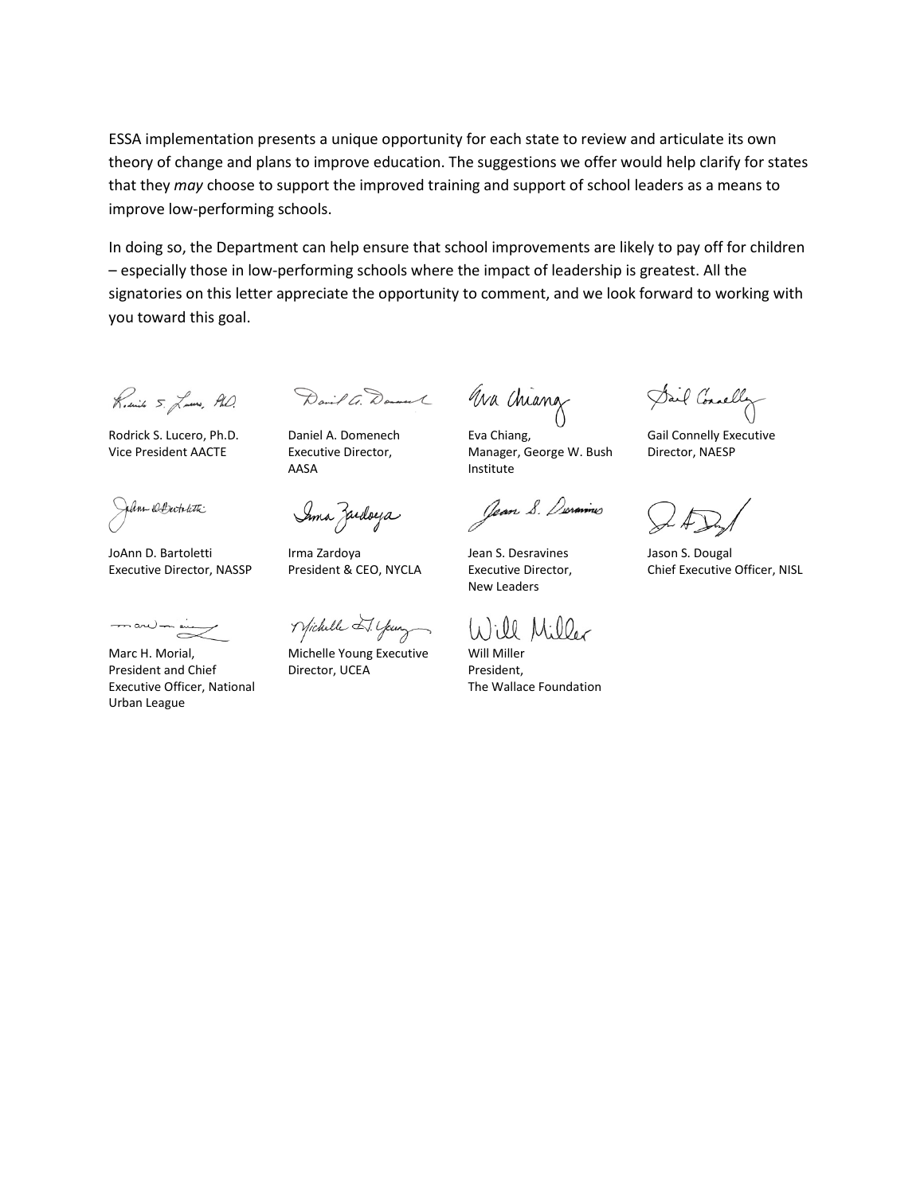ESSA implementation presents a unique opportunity for each state to review and articulate its own theory of change and plans to improve education. The suggestions we offer would help clarify for states that they *may* choose to support the improved training and support of school leaders as a means to improve low-performing schools.

In doing so, the Department can help ensure that school improvements are likely to pay off for children – especially those in low-performing schools where the impact of leadership is greatest. All the signatories on this letter appreciate the opportunity to comment, and we look forward to working with you toward this goal.

Rodrick S. Lucero, Ph.D.
Vice President AACTE

Daniel A. Domenech
Executive Director,
AASA

Eva Chiang,
Manager, George W. Bush Institute

Gail Connelly Executive Director, NAESP

JoAnn D. Bartoletti
Executive Director, NASSP

Irma Zardoya
President & CEO, NYCLA

Jean S. Desravines
Executive Director,
New Leaders

Jason S. Dougal
Chief Executive Officer, NISL

Marc H. Morial,
President and Chief Executive Officer, National Urban League

Michelle Young Executive Director, UCEA

Will Miller
President,
The Wallace Foundation